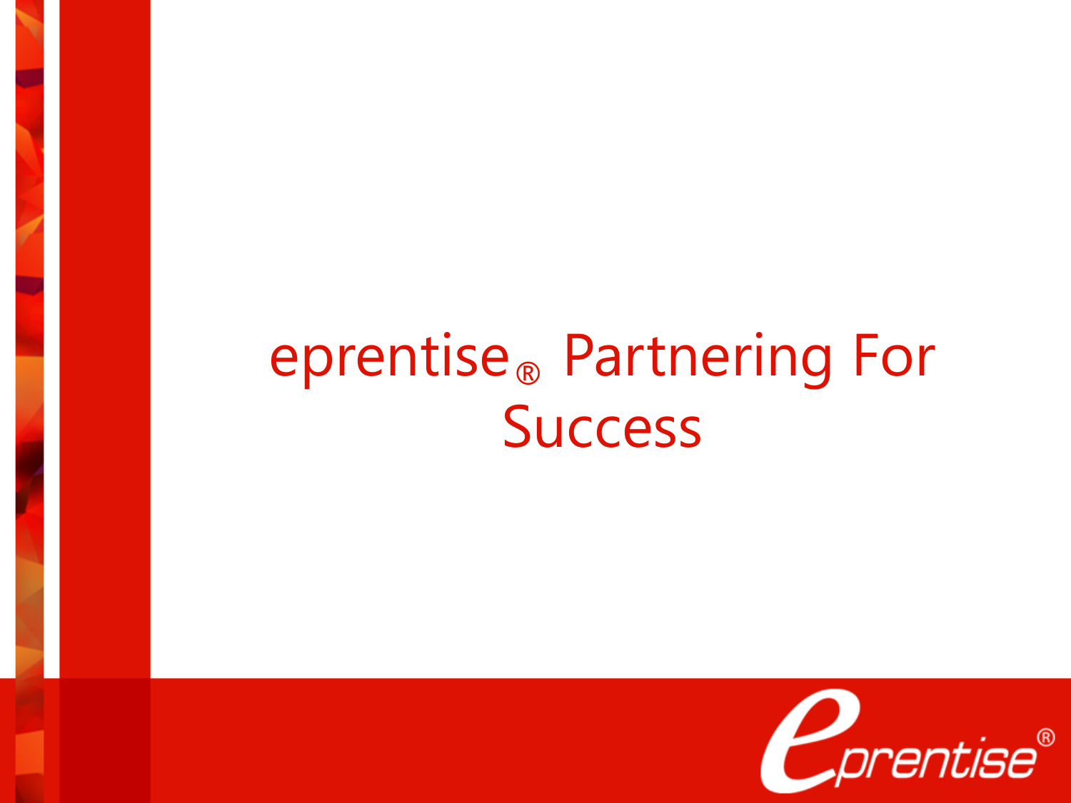# eprentise® Partnering For Success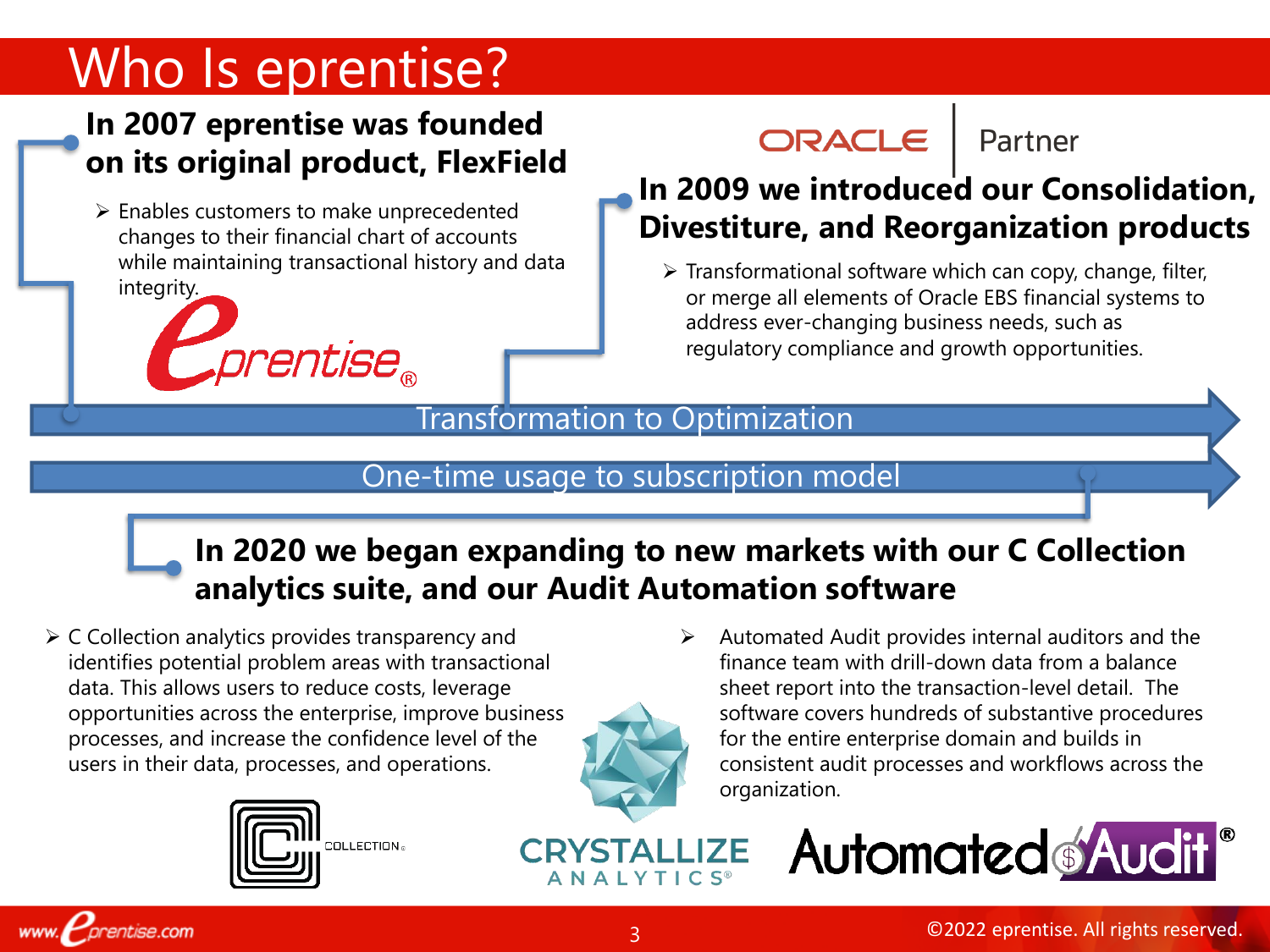# Who Is eprentise?

### In 2007 eprentise was founded on its original product, FlexField

- Enables customers to make unprecedented changes to their financial chart of accounts while maintaining transactional history and data integrity.

ORACLE | Partner

### In 2009 we introduced our Consolidation, Divestiture, and Reorganization products

- Transformational software which can copy, change, filter, or merge all elements of Oracle EBS financial systems to address ever-changing business needs, such as regulatory compliance and growth opportunities.

Transformation to Optimization

One-time usage to subscription model

### In 2020 we began expanding to new markets with our C Collection analytics suite, and our Audit Automation software

- C Collection analytics provides transparency and identifies potential problem areas with transactional data. This allows users to reduce costs, leverage opportunities across the enterprise, improve business processes, and increase the confidence level of the users in their data, processes, and operations.
- Automated Audit provides internal auditors and the finance team with drill-down data from a balance sheet report into the transaction-level detail. The software covers hundreds of substantive procedures for the entire enterprise domain and builds in consistent audit processes and workflows across the organization.

©2022 eprentise. All rights reserved.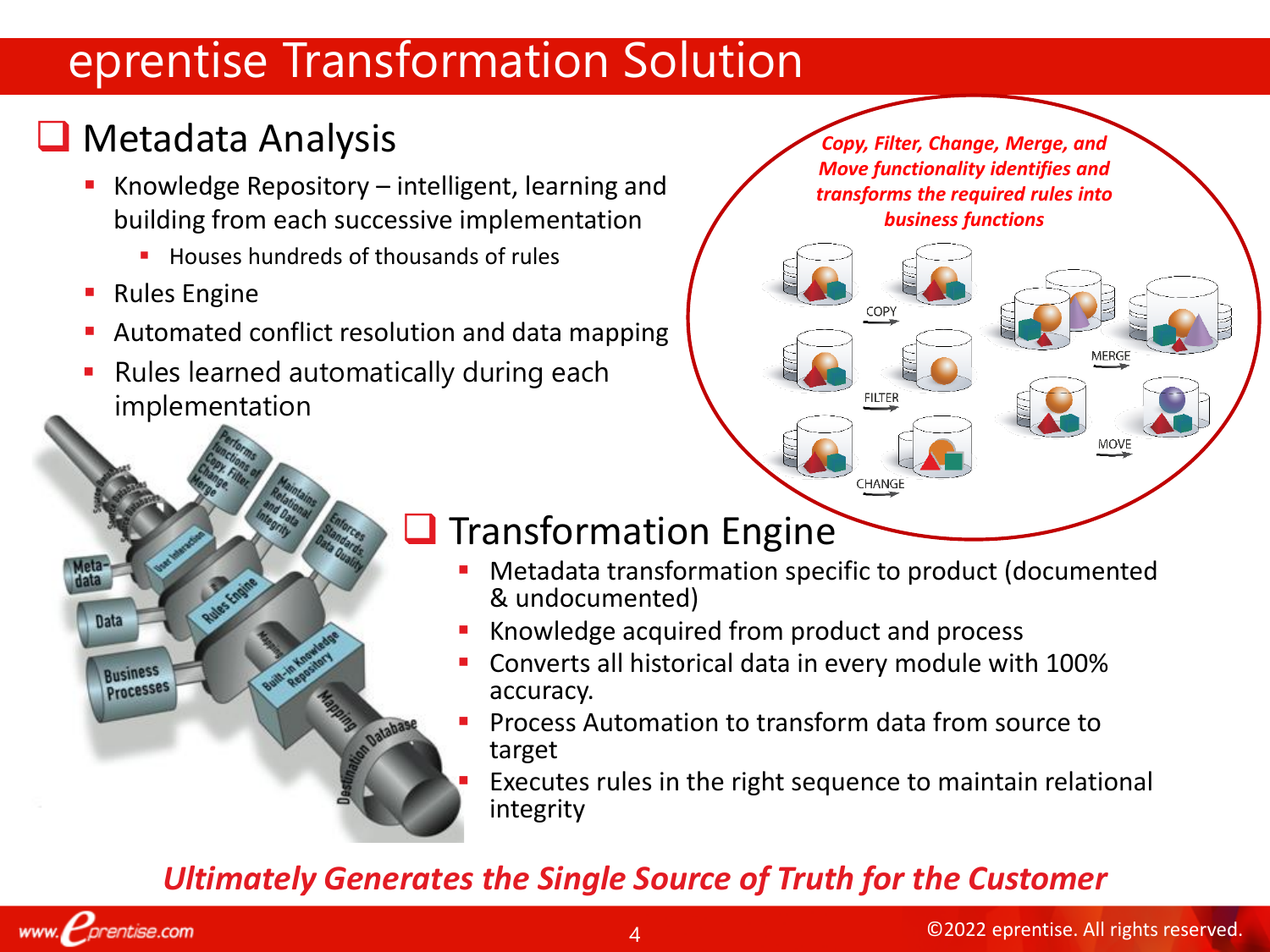# eprentise Transformation Solution

## Metadata Analysis

- Knowledge Repository – intelligent, learning and building from each successive implementation
  - Houses hundreds of thousands of rules
- Rules Engine
- Automated conflict resolution and data mapping
- Rules learned automatically during each implementation

*Copy, Filter, Change, Merge, and Move functionality identifies and transforms the required rules into business functions*

## Transformation Engine

- Metadata transformation specific to product (documented & undocumented)
- Knowledge acquired from product and process
- Converts all historical data in every module with 100% accuracy.
- Process Automation to transform data from source to target
- Executes rules in the right sequence to maintain relational integrity

***Ultimately Generates the Single Source of Truth for the Customer***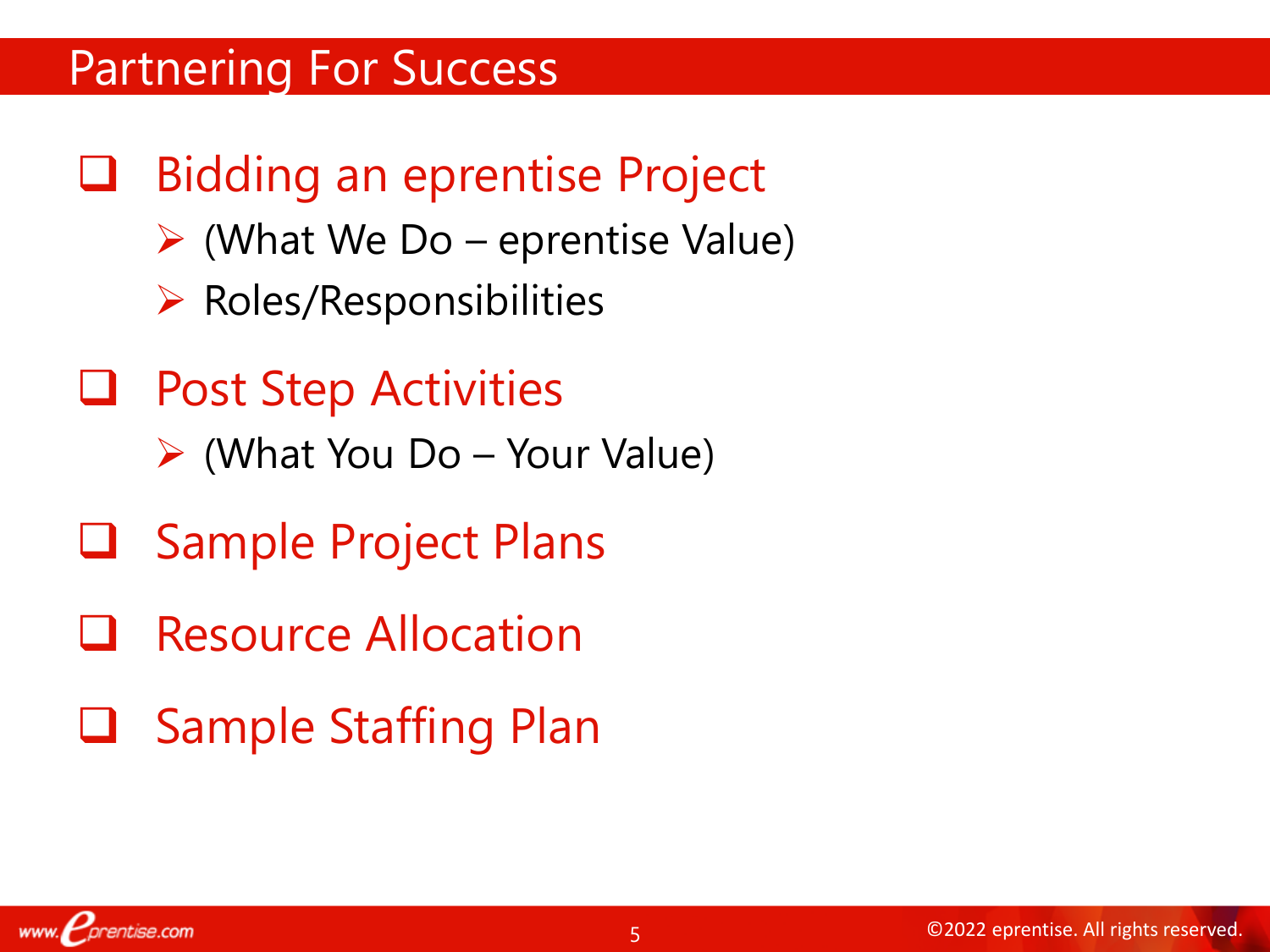# Partnering For Success

- Bidding an eprentise Project
  - (What We Do – eprentise Value)
  - Roles/Responsibilities
- Post Step Activities
  - (What You Do – Your Value)
- Sample Project Plans
- Resource Allocation
- Sample Staffing Plan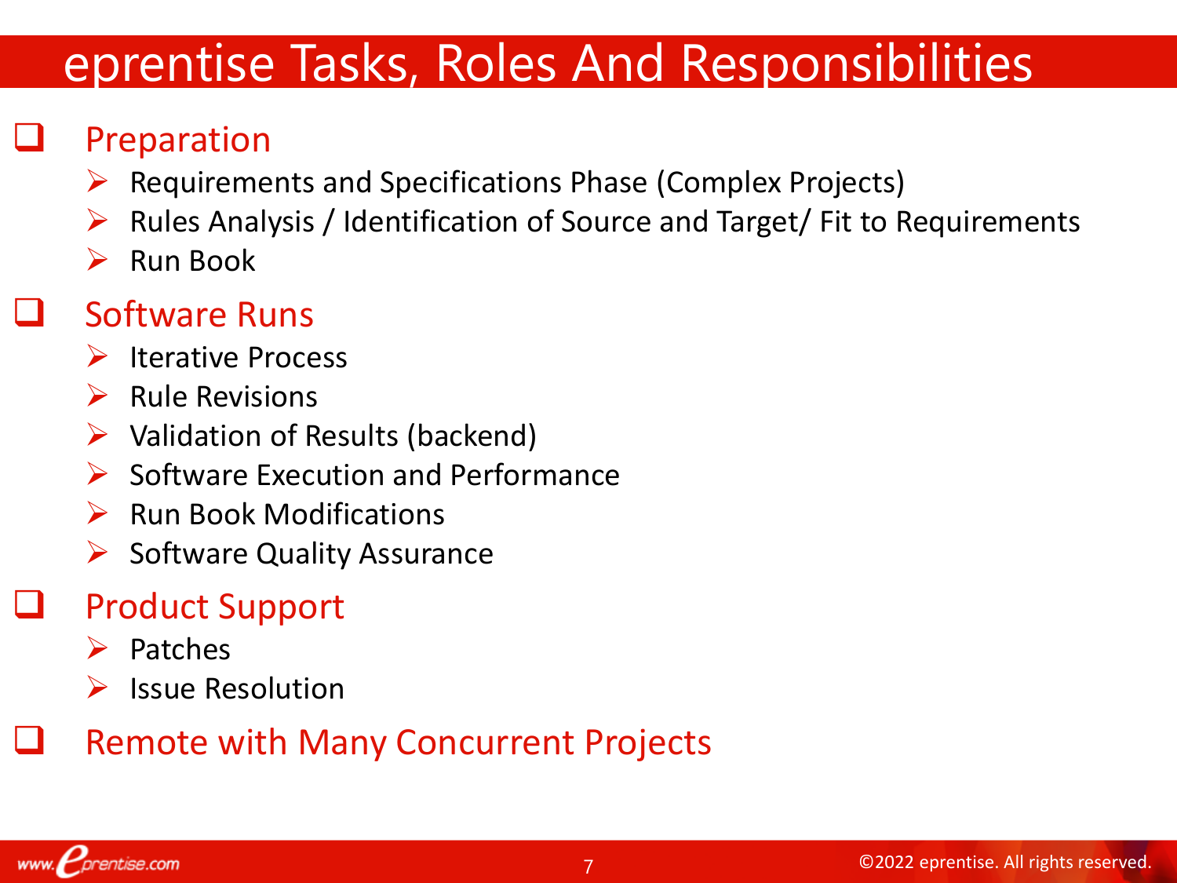# eprentise Tasks, Roles And Responsibilities

- **Preparation**
  - Requirements and Specifications Phase (Complex Projects)
  - Rules Analysis / Identification of Source and Target/ Fit to Requirements
  - Run Book
- **Software Runs**
  - Iterative Process
  - Rule Revisions
  - Validation of Results (backend)
  - Software Execution and Performance
  - Run Book Modifications
  - Software Quality Assurance
- **Product Support**
  - Patches
  - Issue Resolution
- **Remote with Many Concurrent Projects**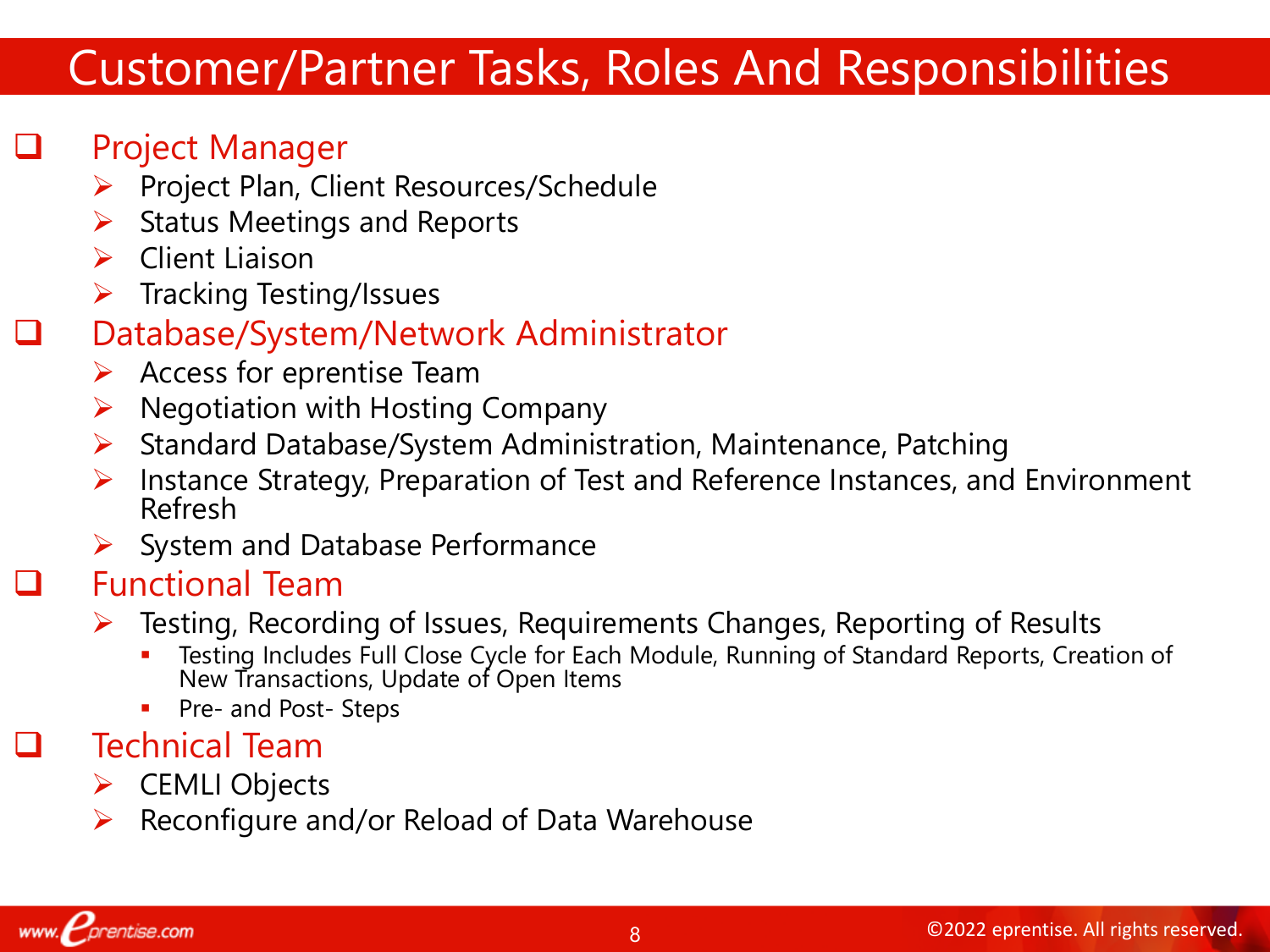# Customer/Partner Tasks, Roles And Responsibilities

- **Project Manager**
  - Project Plan, Client Resources/Schedule
  - Status Meetings and Reports
  - Client Liaison
  - Tracking Testing/Issues
- **Database/System/Network Administrator**
  - Access for eprentise Team
  - Negotiation with Hosting Company
  - Standard Database/System Administration, Maintenance, Patching
  - Instance Strategy, Preparation of Test and Reference Instances, and Environment Refresh
  - System and Database Performance
- **Functional Team**
  - Testing, Recording of Issues, Requirements Changes, Reporting of Results
    - Testing Includes Full Close Cycle for Each Module, Running of Standard Reports, Creation of New Transactions, Update of Open Items
    - Pre- and Post- Steps
- **Technical Team**
  - CEMLI Objects
  - Reconfigure and/or Reload of Data Warehouse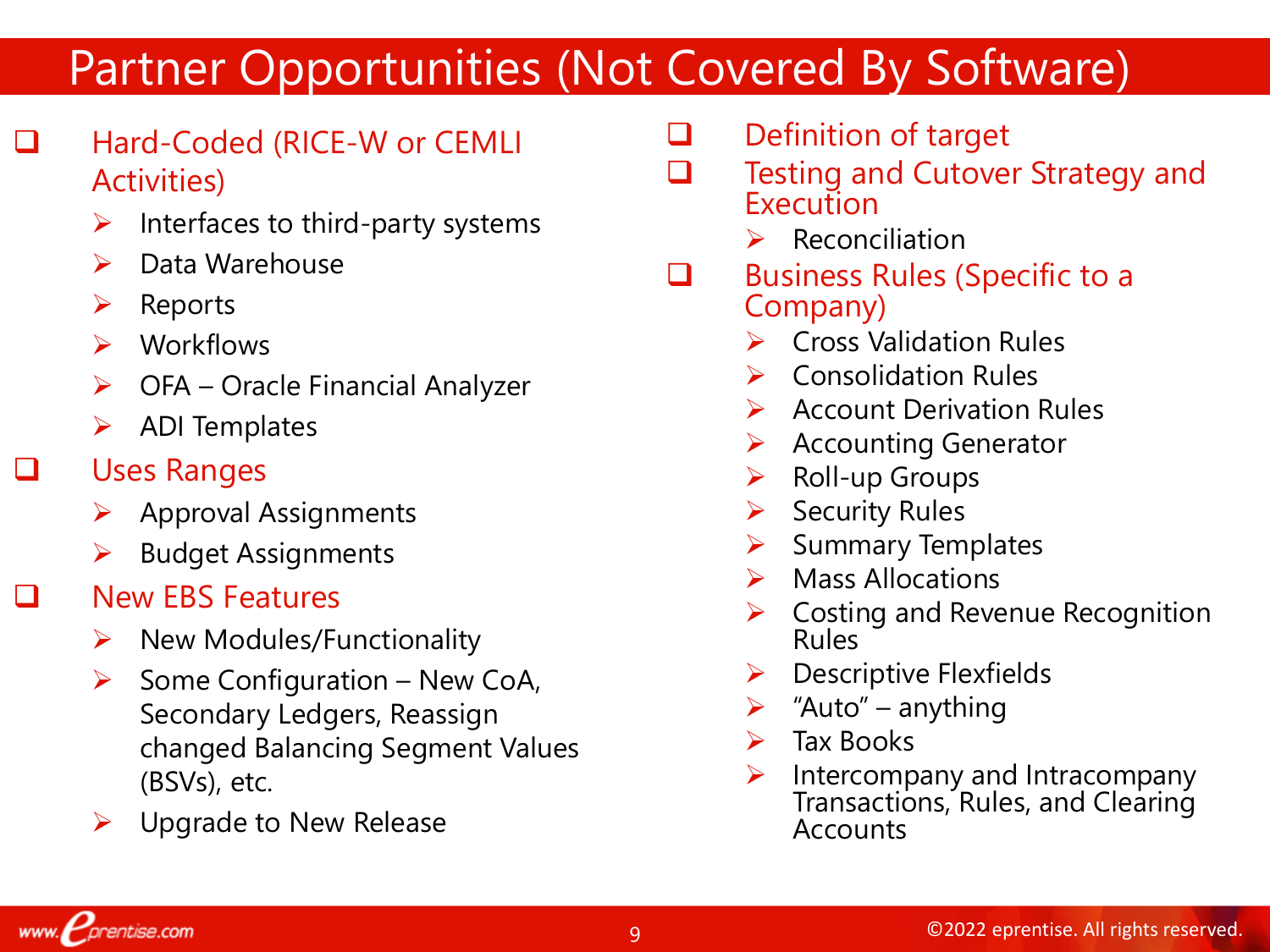# Partner Opportunities (Not Covered By Software)

- Hard-Coded (RICE-W or CEMLI Activities)
  - Interfaces to third-party systems
  - Data Warehouse
  - Reports
  - Workflows
  - OFA – Oracle Financial Analyzer
  - ADI Templates
- Uses Ranges
  - Approval Assignments
  - Budget Assignments
- New EBS Features
  - New Modules/Functionality
  - Some Configuration – New CoA, Secondary Ledgers, Reassign changed Balancing Segment Values (BSVs), etc.
  - Upgrade to New Release
- Definition of target
- Testing and Cutover Strategy and Execution
  - Reconciliation
- Business Rules (Specific to a Company)
  - Cross Validation Rules
  - Consolidation Rules
  - Account Derivation Rules
  - Accounting Generator
  - Roll-up Groups
  - Security Rules
  - Summary Templates
  - Mass Allocations
  - Costing and Revenue Recognition Rules
  - Descriptive Flexfields
  - "Auto" – anything
  - Tax Books
  - Intercompany and Intracompany Transactions, Rules, and Clearing Accounts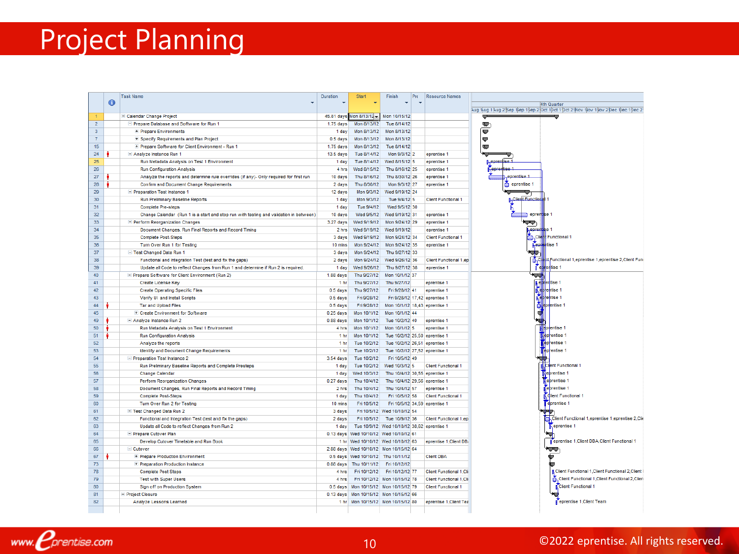# Project Planning

| | Task Name | Duration | Start | Finish | Predecessors | Resource Names |
|---|---|---|---|---|---|---|
| 1 | Calendar Change Project | 45.81 days | Mon 8/13/12 | Mon 10/15/12 | | |
| 2 | Prepare Database and Software for Run 1 | 1.75 days | Mon 8/13/12 | Tue 8/14/12 | | |
| 3 | Prepare Environments | 1 day | Mon 8/13/12 | Mon 8/13/12 | | |
| 7 | Specify Requirements and Plan Project | 0.5 days | Mon 8/13/12 | Mon 8/13/12 | | |
| 15 | Prepare Software for Client Environment - Run 1 | 1.75 days | Mon 8/13/12 | Tue 8/14/12 | | |
| 24 | Analyze Instance Run 1 | 13.5 days | Tue 8/14/12 | Mon 9/3/12 | 2 | eprentise 1 |
| 25 | Run Metadata Analysis on Test 1 Environment | 1 day | Tue 8/14/12 | Wed 8/15/12 | 5 | eprentise 1 |
| 26 | Run Configuration Analysis | 4 hrs | Wed 8/15/12 | Thu 8/16/12 | 25 | eprentise 1 |
| 27 | Analyze the reports and determine rule overrides (if any)- Only required for first run | 10 days | Thu 8/16/12 | Thu 8/30/12 | 26 | eprentise 1 |
| 28 | Confirm and Document Change Requirements | 2 days | Thu 8/30/12 | Mon 9/3/12 | 27 | eprentise 1 |
| 29 | Preparation Test Instance 1 | 12 days | Mon 9/3/12 | Wed 9/19/12 | 24 | |
| 30 | Run Preliminary Baseline Reports | 1 day | Mon 9/3/12 | Tue 9/4/12 | 5 | Client Functional 1 |
| 31 | Complete Pre-steps | 1 day | Tue 9/4/12 | Wed 9/5/12 | 30 | |
| 32 | Change Calendar (Run 1 is a start and stop run with testing and validation in between) | 10 days | Wed 9/5/12 | Wed 9/19/12 | 31 | eprentise 1 |
| 33 | Perform Reorganization Changes | 3.27 days | Wed 9/19/12 | Mon 9/24/12 | 29 | eprentise 1 |
| 34 | Document Changes, Run Final Reports and Record Timing | 2 hrs | Wed 9/19/12 | Wed 9/19/12 | | eprentise 1 |
| 35 | Complete Post-Steps | 3 days | Wed 9/19/12 | Mon 9/24/12 | 34 | Client Functional 1 |
| 36 | Turn Over Run 1 for Testing | 10 mins | Mon 9/24/12 | Mon 9/24/12 | 35 | eprentise 1 |
| 37 | Test Changed Data Run 1 | 3 days | Mon 9/24/12 | Thu 9/27/12 | 33 | |
| 38 | Functional and Integration Test (test and fix the gaps) | 2 days | Mon 9/24/12 | Wed 9/26/12 | 36 | Client Functional 1,ep |
| 39 | Update all Code to reflect Changes from Run 1 and determine if Run 2 is required. | 1 day | Wed 9/26/12 | Thu 9/27/12 | 38 | eprentise 1 |
| 40 | Prepare Software for Client Environment (Run 2) | 1.88 days | Thu 9/27/12 | Mon 10/1/12 | 37 | |
| 41 | Create License Key | 1 hr | Thu 9/27/12 | Thu 9/27/12 | | eprentise 1 |
| 42 | Create Operating Specific Files | 0.5 days | Thu 9/27/12 | Fri 9/28/12 | 41 | eprentise 1 |
| 43 | Verify UI and Install Scripts | 0.5 days | Fri 9/28/12 | Fri 9/28/12 | 17,42 | eprentise 1 |
| 44 | Tar and Upload Files | 0.5 days | Fri 9/28/12 | Mon 10/1/12 | 18,43 | eprentise 1 |
| 45 | Create Environment for Software | 0.25 days | Mon 10/1/12 | Mon 10/1/12 | 44 | |
| 49 | Analyze Instance Run 2 | 0.88 days | Mon 10/1/12 | Tue 10/2/12 | 40 | eprentise 1 |
| 50 | Run Metadata Analysis on Test 1 Environment | 4 hrs | Mon 10/1/12 | Mon 10/1/12 | 5 | eprentise 1 |
| 51 | Run Configuration Analysis | 1 hr | Mon 10/1/12 | Tue 10/2/12 | 25,50 | eprentise 1 |
| 52 | Analyze the reports | 1 hr | Tue 10/2/12 | Tue 10/2/12 | 26,51 | eprentise 1 |
| 53 | Identify and Document Change Requirements | 1 hr | Tue 10/2/12 | Tue 10/2/12 | 27,52 | eprentise 1 |
| 54 | Preparation Test Instance 2 | 3.54 days | Tue 10/2/12 | Fri 10/5/12 | 49 | |
| 55 | Run Preliminary Baseline Reports and Complete Presteps | 1 day | Tue 10/2/12 | Wed 10/3/12 | 5 | Client Functional 1 |
| 56 | Change Calendar | 1 day | Wed 10/3/12 | Thu 10/4/12 | 30,55 | eprentise 1 |
| 57 | Perform Reorganization Changes | 0.27 days | Thu 10/4/12 | Thu 10/4/12 | 29,56 | eprentise 1 |
| 58 | Document Changes, Run Final Reports and Record Timing | 2 hrs | Thu 10/4/12 | Thu 10/4/12 | 57 | eprentise 1 |
| 59 | Complete Post-Steps | 1 day | Thu 10/4/12 | Fri 10/5/12 | 58 | Client Functional 1 |
| 60 | Turn Over Run 2 for Testing | 10 mins | Fri 10/5/12 | Fri 10/5/12 | 34,59 | eprentise 1 |
| 61 | Test Changed Data Run 2 | 3 days | Fri 10/5/12 | Wed 10/10/12 | 54 | |
| 62 | Functional and Integration Test (test and fix the gaps) | 2 days | Fri 10/5/12 | Tue 10/9/12 | 36 | Client Functional 1,ep |
| 63 | Update all Code to reflect Changes from Run 2 | 1 day | Tue 10/9/12 | Wed 10/10/12 | 38,62 | eprentise 1 |
| 64 | Prepare Cutover Plan | 0.13 days | Wed 10/10/12 | Wed 10/10/12 | 61 | |
| 65 | Develop Cutover Timetable and Run Book | 1 hr | Wed 10/10/12 | Wed 10/10/12 | 63 | eprentise 1,Client DB |
| 66 | Cutover | 2.88 days | Wed 10/10/12 | Mon 10/15/12 | 64 | |
| 67 | Prepare Production Environment | 0.5 days | Wed 10/10/12 | Thu 10/11/12 | | Client DBA |
| 73 | Preparation Production Instance | 0.88 days | Thu 10/11/12 | Fri 10/12/12 | | |
| 78 | Complete Post Steps | 4 hrs | Fri 10/12/12 | Fri 10/12/12 | 77 | Client Functional 1,Cli |
| 79 | Test with Super Users | 4 hrs | Fri 10/12/12 | Mon 10/15/12 | 78 | Client Functional 1,Cli |
| 80 | Sign off on Production System | 0.5 days | Mon 10/15/12 | Mon 10/15/12 | 79 | Client Functional 1 |
| 81 | Project Closure | 0.13 days | Mon 10/15/12 | Mon 10/15/12 | 66 | |
| 82 | Analyze Lessons Learned | 1 hr | Mon 10/15/12 | Mon 10/15/12 | 80 | eprentise 1,Client Tea |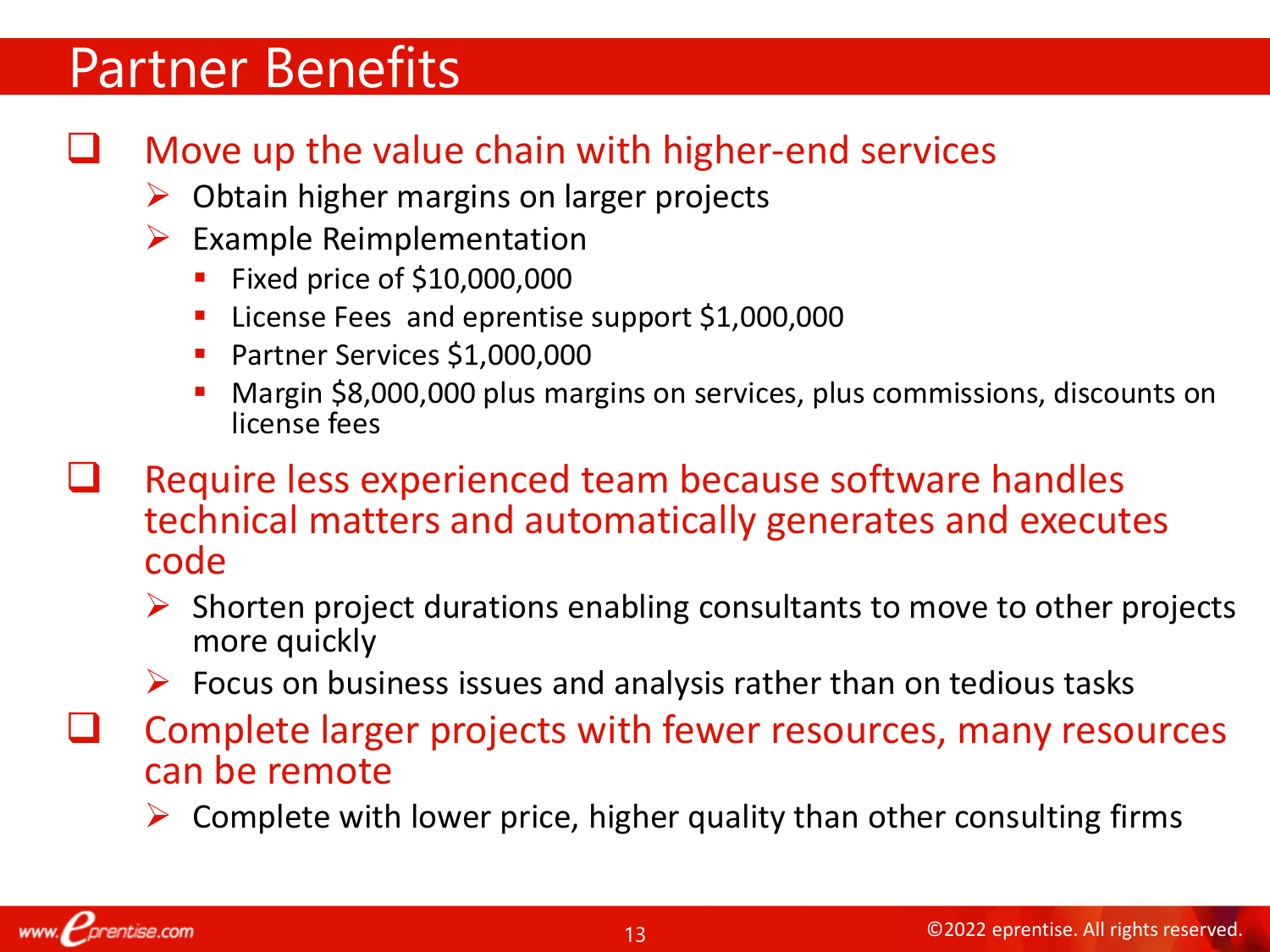# Partner Benefits

- Move up the value chain with higher-end services
  - Obtain higher margins on larger projects
  - Example Reimplementation
    - Fixed price of $10,000,000
    - License Fees  and eprentise support $1,000,000
    - Partner Services $1,000,000
    - Margin $8,000,000 plus margins on services, plus commissions, discounts on license fees
- Require less experienced team because software handles technical matters and automatically generates and executes code
  - Shorten project durations enabling consultants to move to other projects more quickly
  - Focus on business issues and analysis rather than on tedious tasks
- Complete larger projects with fewer resources, many resources can be remote
  - Complete with lower price, higher quality than other consulting firms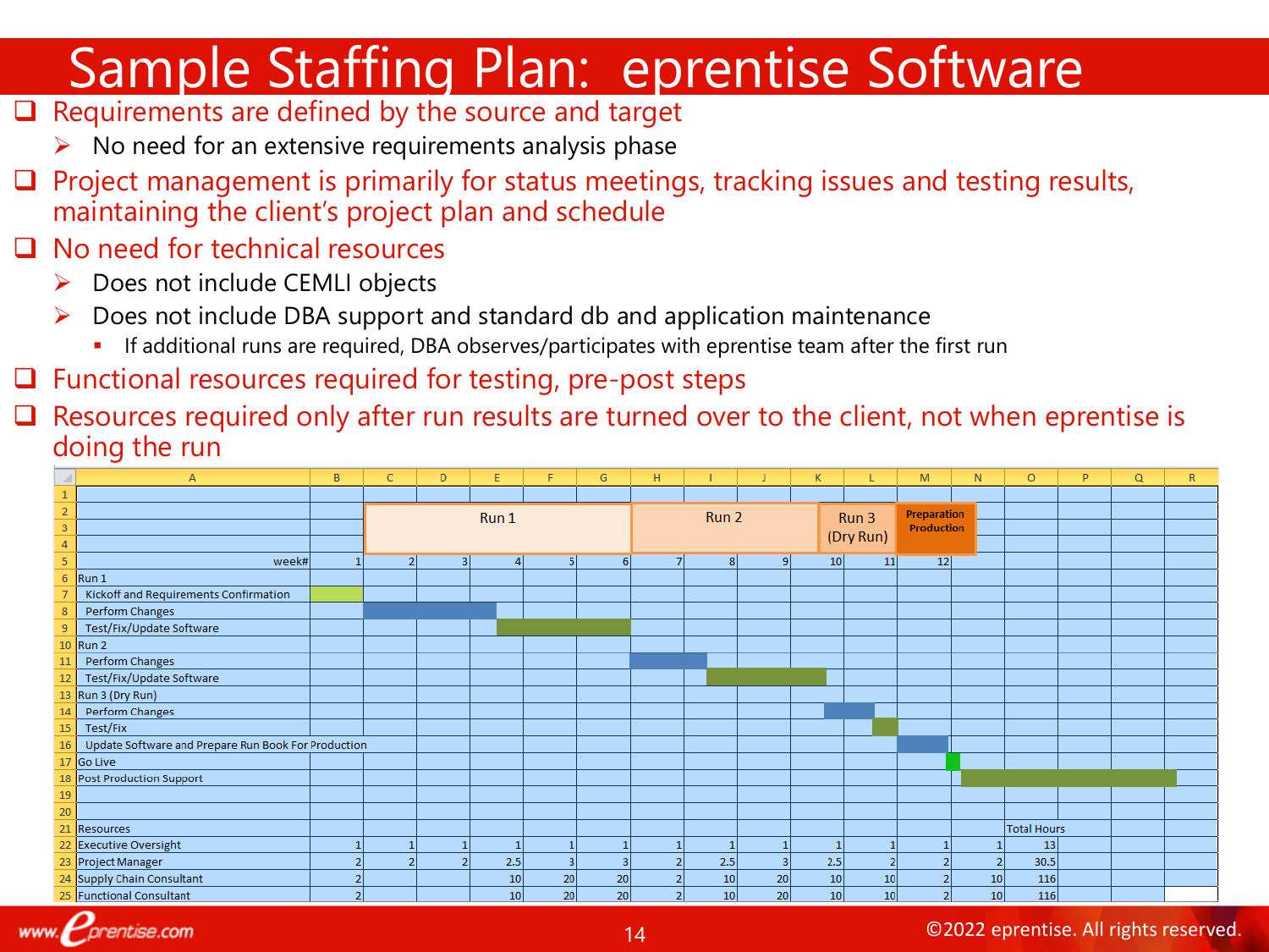# Sample Staffing Plan: eprentise Software

- Requirements are defined by the source and target
  - No need for an extensive requirements analysis phase
- Project management is primarily for status meetings, tracking issues and testing results, maintaining the client's project plan and schedule
- No need for technical resources
  - Does not include CEMLI objects
  - Does not include DBA support and standard db and application maintenance
    - If additional runs are required, DBA observes/participates with eprentise team after the first run
- Functional resources required for testing, pre-post steps
- Resources required only after run results are turned over to the client, not when eprentise is doing the run

| | Run 1 | | | | | | Run 2 | | | Run 3 (Dry Run) | | Preparation Production | | |
|---|---|---|---|---|---|---|---|---|---|---|---|---|---|---|
| week# | 1 | 2 | 3 | 4 | 5 | 6 | 7 | 8 | 9 | 10 | 11 | 12 | | |
| Run 1 | | | | | | | | | | | | | | |
| Kickoff and Requirements Confirmation | | | | | | | | | | | | | | |
| Perform Changes | | | | | | | | | | | | | | |
| Test/Fix/Update Software | | | | | | | | | | | | | | |
| Run 2 | | | | | | | | | | | | | | |
| Perform Changes | | | | | | | | | | | | | | |
| Test/Fix/Update Software | | | | | | | | | | | | | | |
| Run 3 (Dry Run) | | | | | | | | | | | | | | |
| Perform Changes | | | | | | | | | | | | | | |
| Test/Fix | | | | | | | | | | | | | | |
| Update Software and Prepare Run Book For Production | | | | | | | | | | | | | | |
| Go Live | | | | | | | | | | | | | | |
| Post Production Support | | | | | | | | | | | | | | |
| Resources | | | | | | | | | | | | | | Total Hours |
| Executive Oversight | 1 | 1 | 1 | 1 | 1 | 1 | 1 | 1 | 1 | 1 | 1 | 1 | 1 | 13 |
| Project Manager | 2 | 2 | 2 | 2.5 | 3 | 3 | 2 | 2.5 | 3 | 2.5 | 2 | 2 | 2 | 30.5 |
| Supply Chain Consultant | 2 | | | 10 | 20 | 20 | 2 | 10 | 20 | 10 | 10 | 2 | 10 | 116 |
| Functional Consultant | 2 | | | 10 | 20 | 20 | 2 | 10 | 20 | 10 | 10 | 2 | 10 | 116 |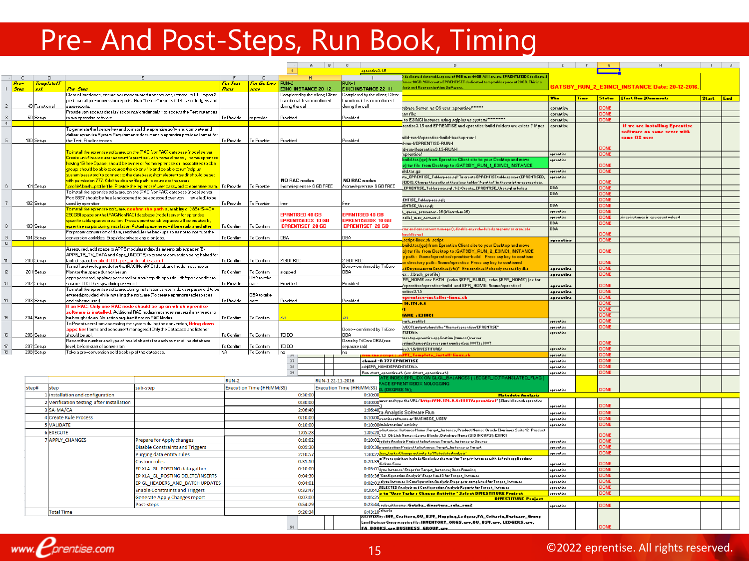# Pre- And Post-Steps, Run Book, Timing

| Pre-Step | Template/Task | Pre-Step | For Test Runs | For Go Live runs | RUN-2 E3INCI INSTANCE 20-12- | RUN-1 E1NCI INSTANCE 22-11- |
|---|---|---|---|---|---|---|
| 49 | Functional | Clear all interfaces, ensure no unaccounted transactions, transfer to GL, import & post; run all pre-conversion reports. Run "before" reports in GL & subledgers and save reports. | | | Completed by the client; Client Functional Team confirmed during the call | Completed by the client; Client Functional Team confirmed during the call |
| 50 | Setup | Provide vpn access details / accounts/ credentials - to access the Test instances to run eprentise software | To Provide | to provide | Provided | Provided |
| 100 | Setup | To generate the license key and to install the eprentise software, complete and deliver eprentise System Requirements document in eprentise provided format for the Test, Prod instances | To Provide | To Provide | Provided | Provided |
| 101 | Setup | To install the eprentise software, on the (RAC/NonRAC) database (node) server, Create unix/linux os user account 'eprentise', with home directory /home/eprentise having 15 free Space; should be owner of /home/eprentise dir; associated to dba group; should be able to source the db env file and be able to run 'sqlplus system/password' to connect to the database; /home/eprentise dir should be set with permission 777. Add the db env file path to source to the users '.profile'/.bash_profile' file. Provide the 'eprentise' user password to eprentise team | To Provide | To Provide | NO RAC nodes /home/eprentise 6 GB FREE | NO RAC nodes /home/eprentise 6 GB FREE |
| 102 | Setup | To install the eprentise software, on the (RAC/NonRAC) database (node) server, Port 8887 should be free (and opened to be accessed over vpn if firewalled) to be used by eprentise | To Provide | To Provide | free | free |
| 103 | Setup | To install the eprentise software, **confirm the path** availability of (08+15+40=250GB) space on the (RAC/NonRAC) database (node) server for eprentise specific table spaces creation. These eprentise tablespaces will be created by eprentise scripts during installation.Actual space need will be established after | To Confirm | To Confirm | EPRNTISED 40 GB EPRENTISEIDX 10 GB EPRENTISET 20 GB | EPRNTISED 40 GB EPRENTISEIDX 10 GB EPRENTISET 20 GB |
| 104 | Setup | For proper conversion of data, reschedule the backups so as not to interrupt the conversion activities. Stop / deactivate any cron jobs. | To Confirm | To Confirm | DBA | DBA |
| 200 | Setup | As required, add space to APPS modules index/data/temp tablespaces (Ex APPS_TS_TX_DATA and Apps_UNDOTS) to prevent conversion being halted for lack of space(required 80G apps_undo tablespace) | To Confirm | To Confirm | 2 GB FREE | 2 GB FREE |
| 201 | Setup | Turnoff archive log mode for the (RAC/NonRAC) database (node) instance or Monitor the space during the run | To Confirm | To Confirm | stopped | Done - confirmed by TriCore DBA |
| 202 | Setup | apps password, appmgr password for start/stop db/apps tier; db/apps env files to source: EBS User sysadmin password | To Provide | DBA to take care | Provided | Provided |
| 203 | Setup | To install the eprentise software, during installation, 'system' db user password to be entered/provided while installing the software (To create eprentise tablespaces and schema user) | To Provide | DBA to take care | Provided | Provided |
| 204 | Setup | **If on RAC: Only one RAC node should be up on which eprentise software is installed.** Additional RAC nodes/instances servers if any needs to be brought down. No action required if not on RAC Nodes | To Confirm | To Confirm | na | na |
| 206 | Setup | To Prevent users from accessing the system during the conversion, **Bring down apps tier** (forms and concurrent managers) (Only the Database and listener should be up). | To Confirm | To Confirm | TO DO | Done - confirmed by TriCore DBA |
| 207 | Setup | Record the number and type of invalid objects for each owner at the database level, before start of conversion | To Confirm | To Confirm | TO DO | Done by TriCore DBA (see separate tab) |
| 208 | Setup | Take a pre-conversion cold back up of the database. | NA | To Confirm | na | na |

**GATSBY_RUN_2_E3INCI_INSTANCE Date: 20-12-2016.**

| step# | step | sub-step | RUN-2 Execution Time (HH:MM:SS) | RUN-1 22-11-2016 Execution Time (HH:MM:SS) |
|---|---|---|---|---|
| 1 | Installation and configuration | | 0:30:00 | 0:30:00 |
| 2 | Verification testing after installation | | 0:30:00 | 0:30:00 |
| 3 | SA-MA/CA | | 2:06:40 | 1:06:40 |
| 4 | Create Rule Process | | 0:10:00 | 0:10:00 |
| 5 | VALIDATE | | 0:10:00 | 0:10:00 |
| 6 | EXECUTE | | 1:05:28 | 1:05:28 |
| 7 | APPLY_CHANGES | Prepare for Apply changes | 0:10:02 | 0:10:02 |
| | | Disable Constraints and Triggers | 0:09:30 | 0:09:30 |
| | | Purging data entity rules | 2:10:57 | 1:30:22 |
| | | Custom rules | 0:31:10 | 0:20:35 |
| | | EP XLA_GL_POSTING data gather | 0:10:00 | 0:05:01 |
| | | EP XLA_GL_POSTING DELETE/INSERTS | 0:04:30 | 0:03:36 |
| | | EP GL_HEADERS_AND_BATCH UPDATES | 0:04:01 | 0:02:01 |
| | | Enable Constraints and Triggers | 0:32:47 | 0:20:42 |
| | | Generate Apply Changes report | 0:07:00 | 0:05:25 |
| | | Post-steps | 0:54:29 | 0:23:44 |
| | Total Time | | 9:26:34 | 6:43:10 |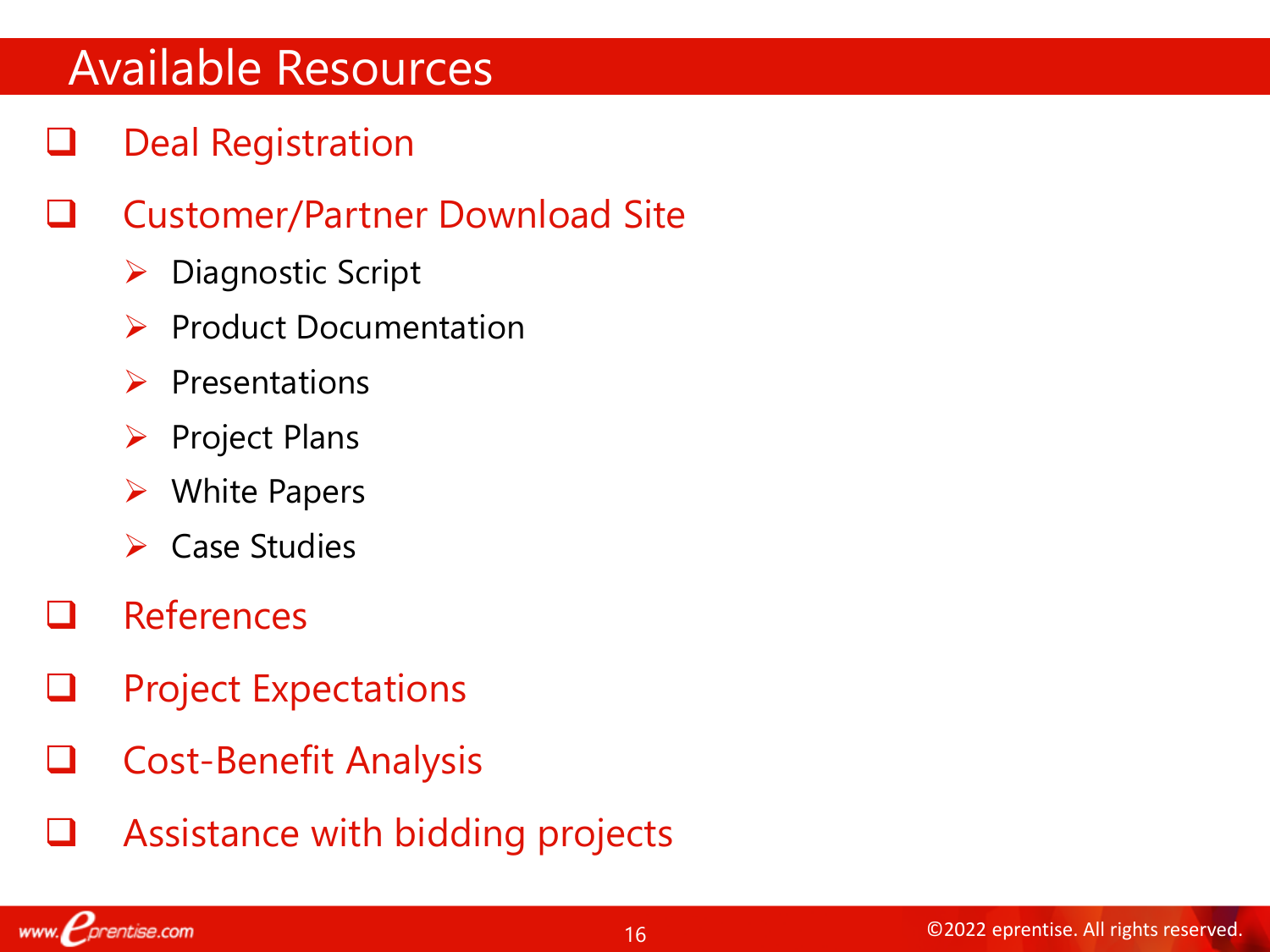# Available Resources

- Deal Registration
- Customer/Partner Download Site
  - Diagnostic Script
  - Product Documentation
  - Presentations
  - Project Plans
  - White Papers
  - Case Studies
- References
- Project Expectations
- Cost-Benefit Analysis
- Assistance with bidding projects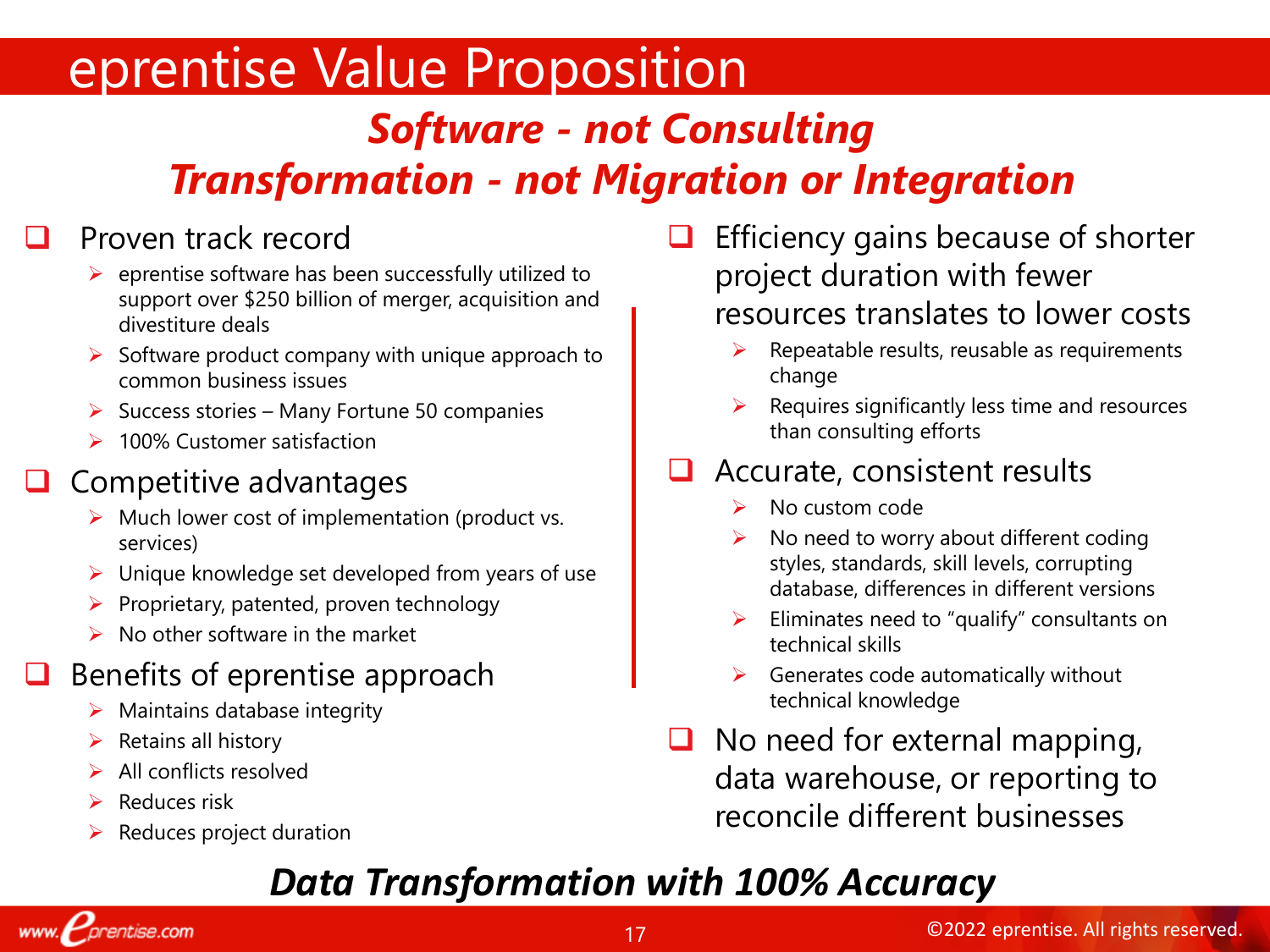# eprentise Value Proposition

## *Software - not Consulting*
## *Transformation - not Migration or Integration*

- **Proven track record**
  - eprentise software has been successfully utilized to support over $250 billion of merger, acquisition and divestiture deals
  - Software product company with unique approach to common business issues
  - Success stories – Many Fortune 50 companies
  - 100% Customer satisfaction
- **Competitive advantages**
  - Much lower cost of implementation (product vs. services)
  - Unique knowledge set developed from years of use
  - Proprietary, patented, proven technology
  - No other software in the market
- **Benefits of eprentise approach**
  - Maintains database integrity
  - Retains all history
  - All conflicts resolved
  - Reduces risk
  - Reduces project duration
- **Efficiency gains because of shorter project duration with fewer resources translates to lower costs**
  - Repeatable results, reusable as requirements change
  - Requires significantly less time and resources than consulting efforts
- **Accurate, consistent results**
  - No custom code
  - No need to worry about different coding styles, standards, skill levels, corrupting database, differences in different versions
  - Eliminates need to “qualify” consultants on technical skills
  - Generates code automatically without technical knowledge
- **No need for external mapping, data warehouse, or reporting to reconcile different businesses**

***Data Transformation with 100% Accuracy***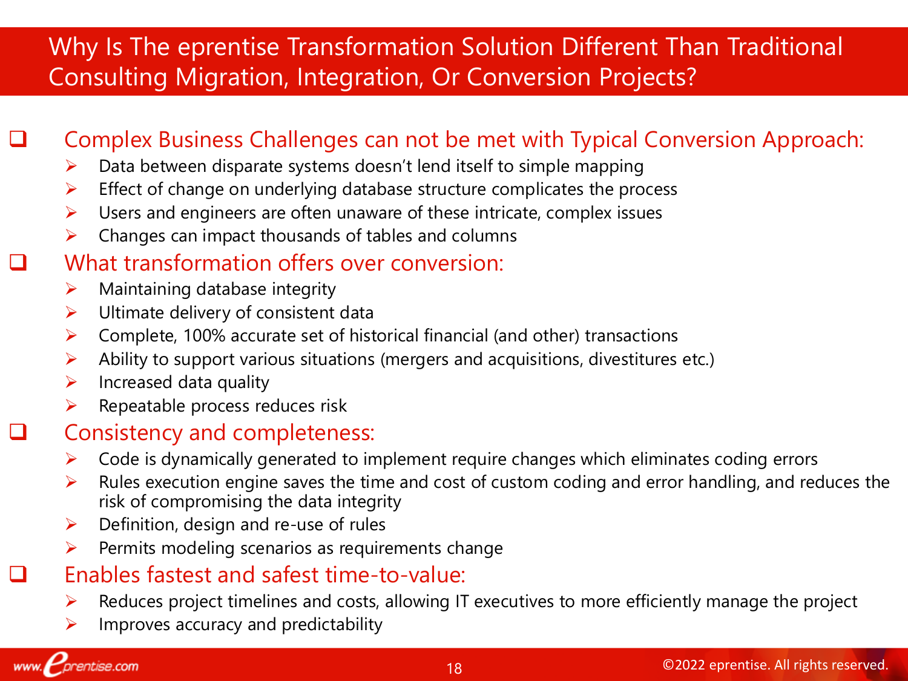# Why Is The eprentise Transformation Solution Different Than Traditional Consulting Migration, Integration, Or Conversion Projects?

## Complex Business Challenges can not be met with Typical Conversion Approach:

- Data between disparate systems doesn't lend itself to simple mapping
- Effect of change on underlying database structure complicates the process
- Users and engineers are often unaware of these intricate, complex issues
- Changes can impact thousands of tables and columns

## What transformation offers over conversion:

- Maintaining database integrity
- Ultimate delivery of consistent data
- Complete, 100% accurate set of historical financial (and other) transactions
- Ability to support various situations (mergers and acquisitions, divestitures etc.)
- Increased data quality
- Repeatable process reduces risk

## Consistency and completeness:

- Code is dynamically generated to implement require changes which eliminates coding errors
- Rules execution engine saves the time and cost of custom coding and error handling, and reduces the risk of compromising the data integrity
- Definition, design and re-use of rules
- Permits modeling scenarios as requirements change

## Enables fastest and safest time-to-value:

- Reduces project timelines and costs, allowing IT executives to more efficiently manage the project
- Improves accuracy and predictability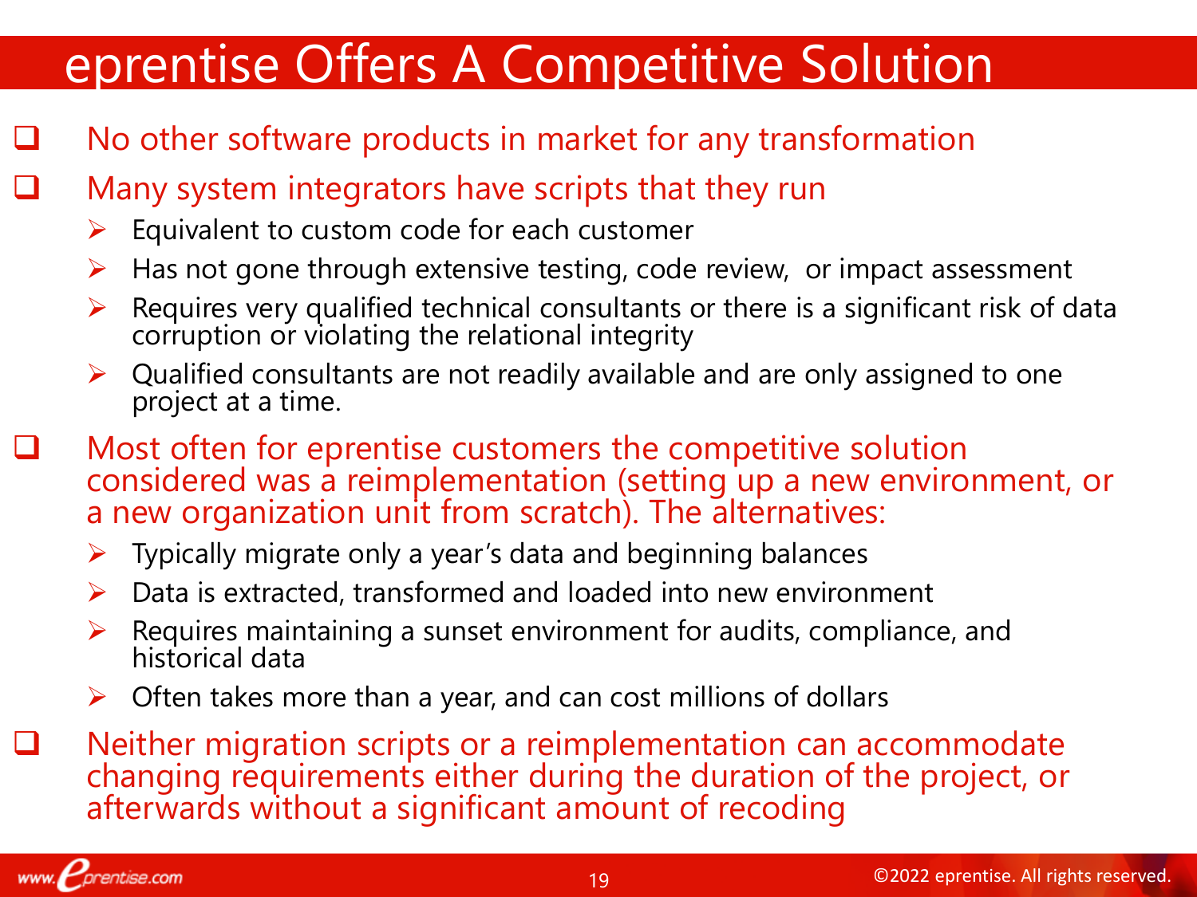# eprentise Offers A Competitive Solution

- No other software products in market for any transformation
- Many system integrators have scripts that they run
  - Equivalent to custom code for each customer
  - Has not gone through extensive testing, code review,  or impact assessment
  - Requires very qualified technical consultants or there is a significant risk of data corruption or violating the relational integrity
  - Qualified consultants are not readily available and are only assigned to one project at a time.
- Most often for eprentise customers the competitive solution considered was a reimplementation (setting up a new environment, or a new organization unit from scratch). The alternatives:
  - Typically migrate only a year's data and beginning balances
  - Data is extracted, transformed and loaded into new environment
  - Requires maintaining a sunset environment for audits, compliance, and historical data
  - Often takes more than a year, and can cost millions of dollars
- Neither migration scripts or a reimplementation can accommodate changing requirements either during the duration of the project, or afterwards without a significant amount of recoding